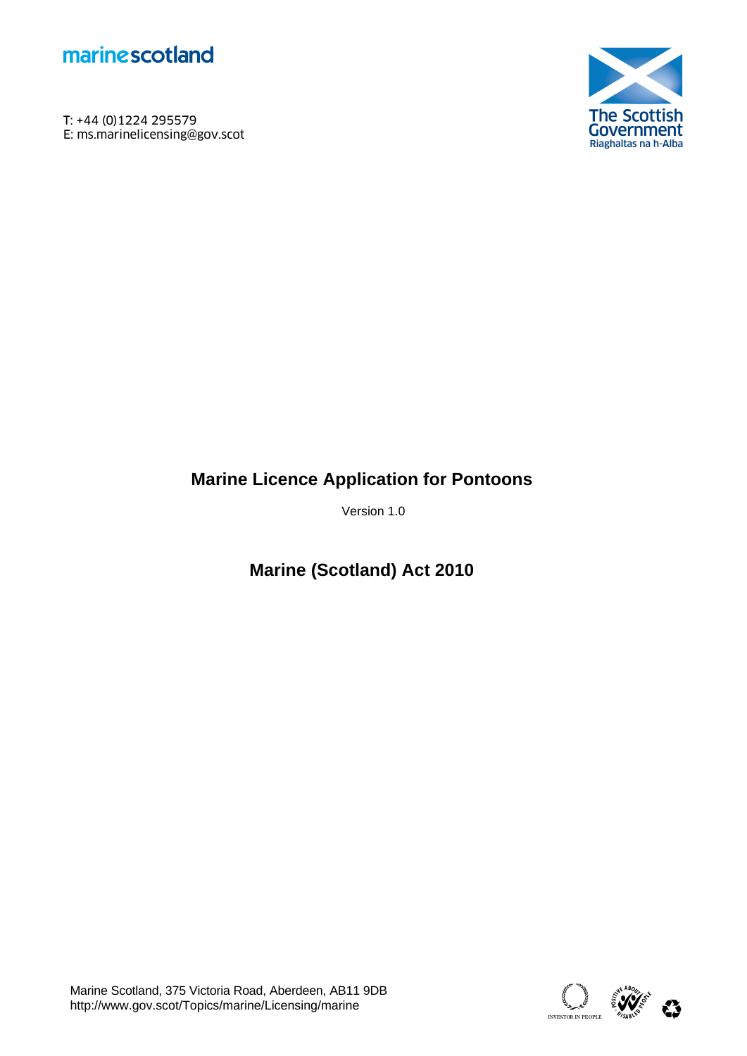marinescotland

T: +44 (0)1224 295579
E: ms.marinelicensing@gov.scot

The Scottish Government
Riaghaltas na h-Alba

# Marine Licence Application for Pontoons

Version 1.0

## Marine (Scotland) Act 2010

Marine Scotland, 375 Victoria Road, Aberdeen, AB11 9DB
http://www.gov.scot/Topics/marine/Licensing/marine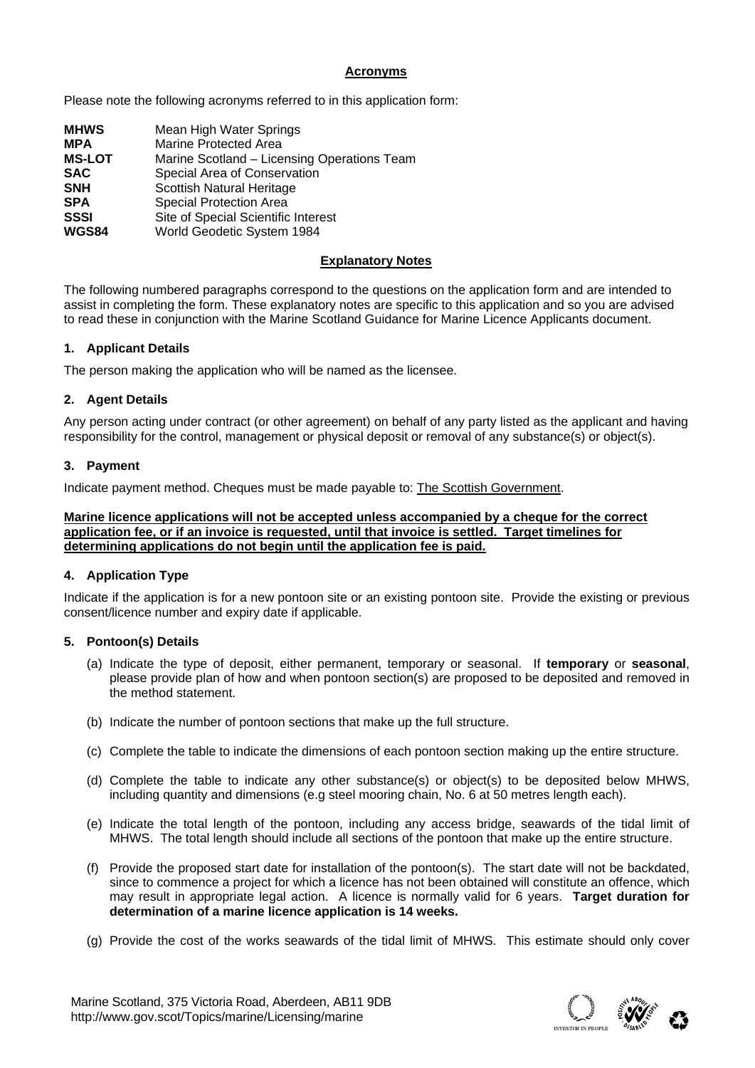## Acronyms

Please note the following acronyms referred to in this application form:

| | |
|---|---|
| **MHWS** | Mean High Water Springs |
| **MPA** | Marine Protected Area |
| **MS-LOT** | Marine Scotland – Licensing Operations Team |
| **SAC** | Special Area of Conservation |
| **SNH** | Scottish Natural Heritage |
| **SPA** | Special Protection Area |
| **SSSI** | Site of Special Scientific Interest |
| **WGS84** | World Geodetic System 1984 |

## Explanatory Notes

The following numbered paragraphs correspond to the questions on the application form and are intended to assist in completing the form. These explanatory notes are specific to this application and so you are advised to read these in conjunction with the Marine Scotland Guidance for Marine Licence Applicants document.

### 1. Applicant Details

The person making the application who will be named as the licensee.

### 2. Agent Details

Any person acting under contract (or other agreement) on behalf of any party listed as the applicant and having responsibility for the control, management or physical deposit or removal of any substance(s) or object(s).

### 3. Payment

Indicate payment method. Cheques must be made payable to: The Scottish Government.

**Marine licence applications will not be accepted unless accompanied by a cheque for the correct application fee, or if an invoice is requested, until that invoice is settled. Target timelines for determining applications do not begin until the application fee is paid.**

### 4. Application Type

Indicate if the application is for a new pontoon site or an existing pontoon site. Provide the existing or previous consent/licence number and expiry date if applicable.

### 5. Pontoon(s) Details

(a) Indicate the type of deposit, either permanent, temporary or seasonal. If **temporary** or **seasonal**, please provide plan of how and when pontoon section(s) are proposed to be deposited and removed in the method statement.

(b) Indicate the number of pontoon sections that make up the full structure.

(c) Complete the table to indicate the dimensions of each pontoon section making up the entire structure.

(d) Complete the table to indicate any other substance(s) or object(s) to be deposited below MHWS, including quantity and dimensions (e.g steel mooring chain, No. 6 at 50 metres length each).

(e) Indicate the total length of the pontoon, including any access bridge, seawards of the tidal limit of MHWS. The total length should include all sections of the pontoon that make up the entire structure.

(f) Provide the proposed start date for installation of the pontoon(s). The start date will not be backdated, since to commence a project for which a licence has not been obtained will constitute an offence, which may result in appropriate legal action. A licence is normally valid for 6 years. **Target duration for determination of a marine licence application is 14 weeks.**

(g) Provide the cost of the works seawards of the tidal limit of MHWS. This estimate should only cover

Marine Scotland, 375 Victoria Road, Aberdeen, AB11 9DB
http://www.gov.scot/Topics/marine/Licensing/marine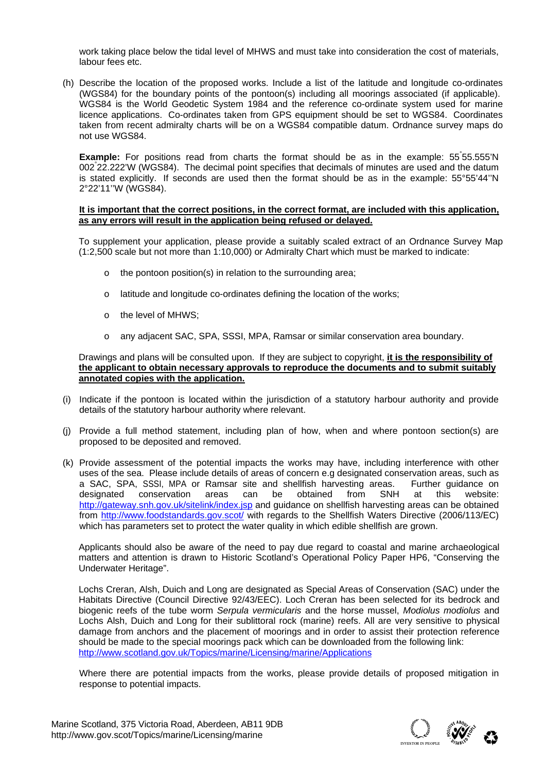work taking place below the tidal level of MHWS and must take into consideration the cost of materials, labour fees etc.

(h) Describe the location of the proposed works. Include a list of the latitude and longitude co-ordinates (WGS84) for the boundary points of the pontoon(s) including all moorings associated (if applicable). WGS84 is the World Geodetic System 1984 and the reference co-ordinate system used for marine licence applications. Co-ordinates taken from GPS equipment should be set to WGS84. Coordinates taken from recent admiralty charts will be on a WGS84 compatible datum. Ordnance survey maps do not use WGS84.

**Example:** For positions read from charts the format should be as in the example: 55°55.555'N 002°22.222'W (WGS84). The decimal point specifies that decimals of minutes are used and the datum is stated explicitly. If seconds are used then the format should be as in the example: 55°55'44''N 2°22'11''W (WGS84).

**It is important that the correct positions, in the correct format, are included with this application, as any errors will result in the application being refused or delayed.**

To supplement your application, please provide a suitably scaled extract of an Ordnance Survey Map (1:2,500 scale but not more than 1:10,000) or Admiralty Chart which must be marked to indicate:

- the pontoon position(s) in relation to the surrounding area;
- latitude and longitude co-ordinates defining the location of the works;
- the level of MHWS;
- any adjacent SAC, SPA, SSSI, MPA, Ramsar or similar conservation area boundary.

Drawings and plans will be consulted upon. If they are subject to copyright, **it is the responsibility of the applicant to obtain necessary approvals to reproduce the documents and to submit suitably annotated copies with the application.**

(i) Indicate if the pontoon is located within the jurisdiction of a statutory harbour authority and provide details of the statutory harbour authority where relevant.

(j) Provide a full method statement, including plan of how, when and where pontoon section(s) are proposed to be deposited and removed.

(k) Provide assessment of the potential impacts the works may have, including interference with other uses of the sea. Please include details of areas of concern e.g designated conservation areas, such as a SAC, SPA, SSSI, MPA or Ramsar site and shellfish harvesting areas. Further guidance on designated conservation areas can be obtained from SNH at this website: http://gateway.snh.gov.uk/sitelink/index.jsp and guidance on shellfish harvesting areas can be obtained from http://www.foodstandards.gov.scot/ with regards to the Shellfish Waters Directive (2006/113/EC) which has parameters set to protect the water quality in which edible shellfish are grown.

Applicants should also be aware of the need to pay due regard to coastal and marine archaeological matters and attention is drawn to Historic Scotland's Operational Policy Paper HP6, "Conserving the Underwater Heritage".

Lochs Creran, Alsh, Duich and Long are designated as Special Areas of Conservation (SAC) under the Habitats Directive (Council Directive 92/43/EEC). Loch Creran has been selected for its bedrock and biogenic reefs of the tube worm *Serpula vermicularis* and the horse mussel, *Modiolus modiolus* and Lochs Alsh, Duich and Long for their sublittoral rock (marine) reefs. All are very sensitive to physical damage from anchors and the placement of moorings and in order to assist their protection reference should be made to the special moorings pack which can be downloaded from the following link: http://www.scotland.gov.uk/Topics/marine/Licensing/marine/Applications

Where there are potential impacts from the works, please provide details of proposed mitigation in response to potential impacts.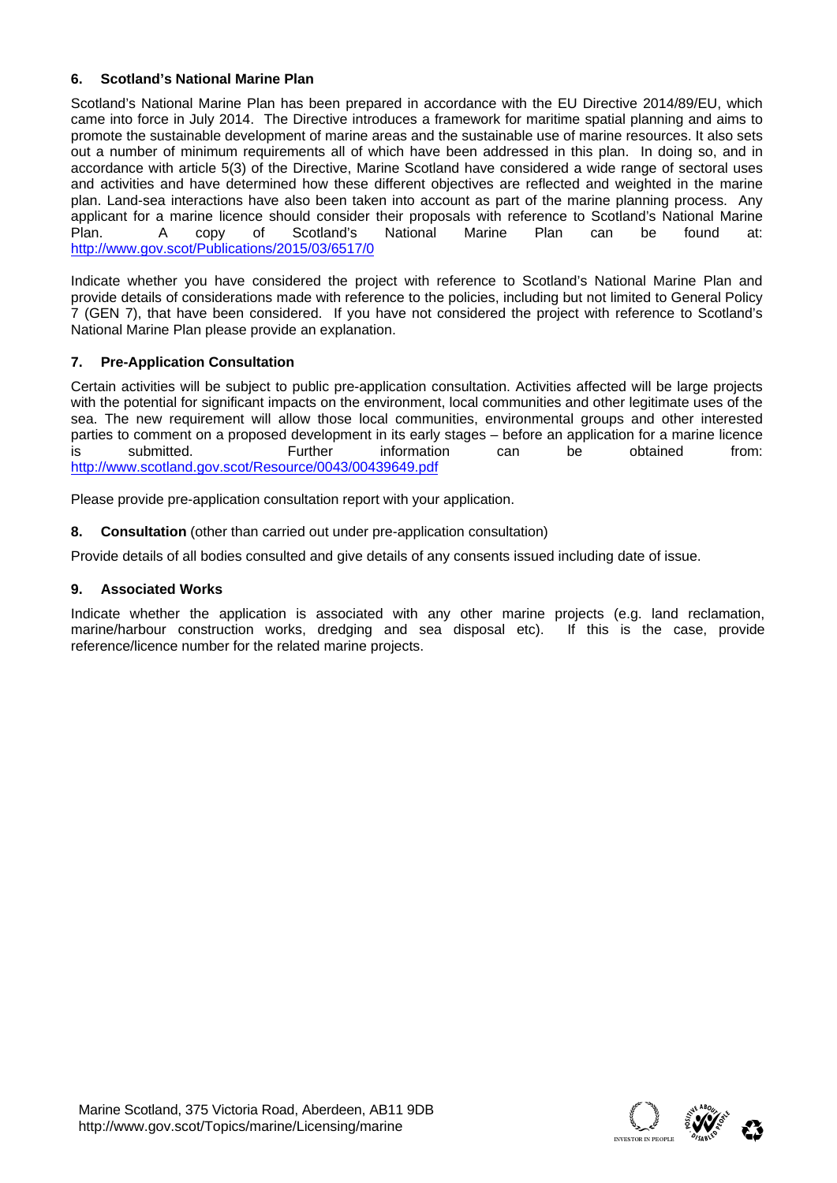### 6. Scotland's National Marine Plan

Scotland's National Marine Plan has been prepared in accordance with the EU Directive 2014/89/EU, which came into force in July 2014. The Directive introduces a framework for maritime spatial planning and aims to promote the sustainable development of marine areas and the sustainable use of marine resources. It also sets out a number of minimum requirements all of which have been addressed in this plan. In doing so, and in accordance with article 5(3) of the Directive, Marine Scotland have considered a wide range of sectoral uses and activities and have determined how these different objectives are reflected and weighted in the marine plan. Land-sea interactions have also been taken into account as part of the marine planning process. Any applicant for a marine licence should consider their proposals with reference to Scotland's National Marine Plan. A copy of Scotland's National Marine Plan can be found at: http://www.gov.scot/Publications/2015/03/6517/0

Indicate whether you have considered the project with reference to Scotland's National Marine Plan and provide details of considerations made with reference to the policies, including but not limited to General Policy 7 (GEN 7), that have been considered. If you have not considered the project with reference to Scotland's National Marine Plan please provide an explanation.

### 7. Pre-Application Consultation

Certain activities will be subject to public pre-application consultation. Activities affected will be large projects with the potential for significant impacts on the environment, local communities and other legitimate uses of the sea. The new requirement will allow those local communities, environmental groups and other interested parties to comment on a proposed development in its early stages – before an application for a marine licence is submitted. Further information can be obtained from: http://www.scotland.gov.scot/Resource/0043/00439649.pdf

Please provide pre-application consultation report with your application.

### 8. Consultation (other than carried out under pre-application consultation)

Provide details of all bodies consulted and give details of any consents issued including date of issue.

### 9. Associated Works

Indicate whether the application is associated with any other marine projects (e.g. land reclamation, marine/harbour construction works, dredging and sea disposal etc). If this is the case, provide reference/licence number for the related marine projects.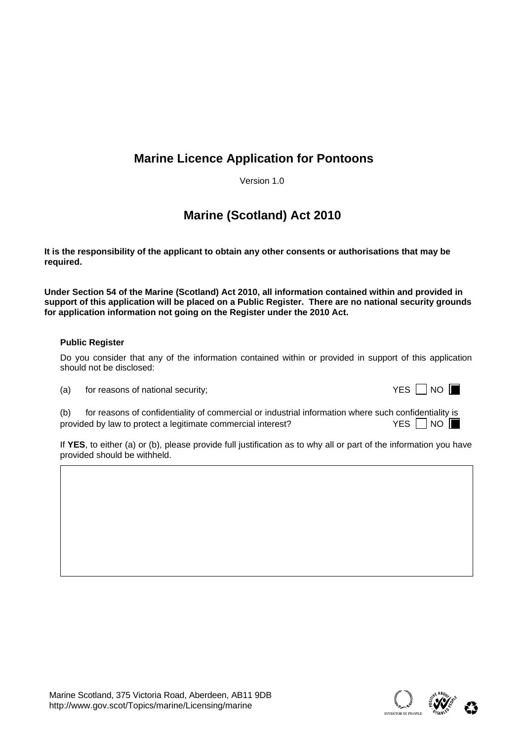# Marine Licence Application for Pontoons

Version 1.0

# Marine (Scotland) Act 2010

**It is the responsibility of the applicant to obtain any other consents or authorisations that may be required.**

**Under Section 54 of the Marine (Scotland) Act 2010, all information contained within and provided in support of this application will be placed on a Public Register. There are no national security grounds for application information not going on the Register under the 2010 Act.**

**Public Register**

Do you consider that any of the information contained within or provided in support of this application should not be disclosed:

(a) for reasons of national security; YES ☐ NO ☒

(b) for reasons of confidentiality of commercial or industrial information where such confidentiality is provided by law to protect a legitimate commercial interest? YES ☐ NO ☒

If **YES**, to either (a) or (b), please provide full justification as to why all or part of the information you have provided should be withheld.

| |
|---|
| |

Marine Scotland, 375 Victoria Road, Aberdeen, AB11 9DB
http://www.gov.scot/Topics/marine/Licensing/marine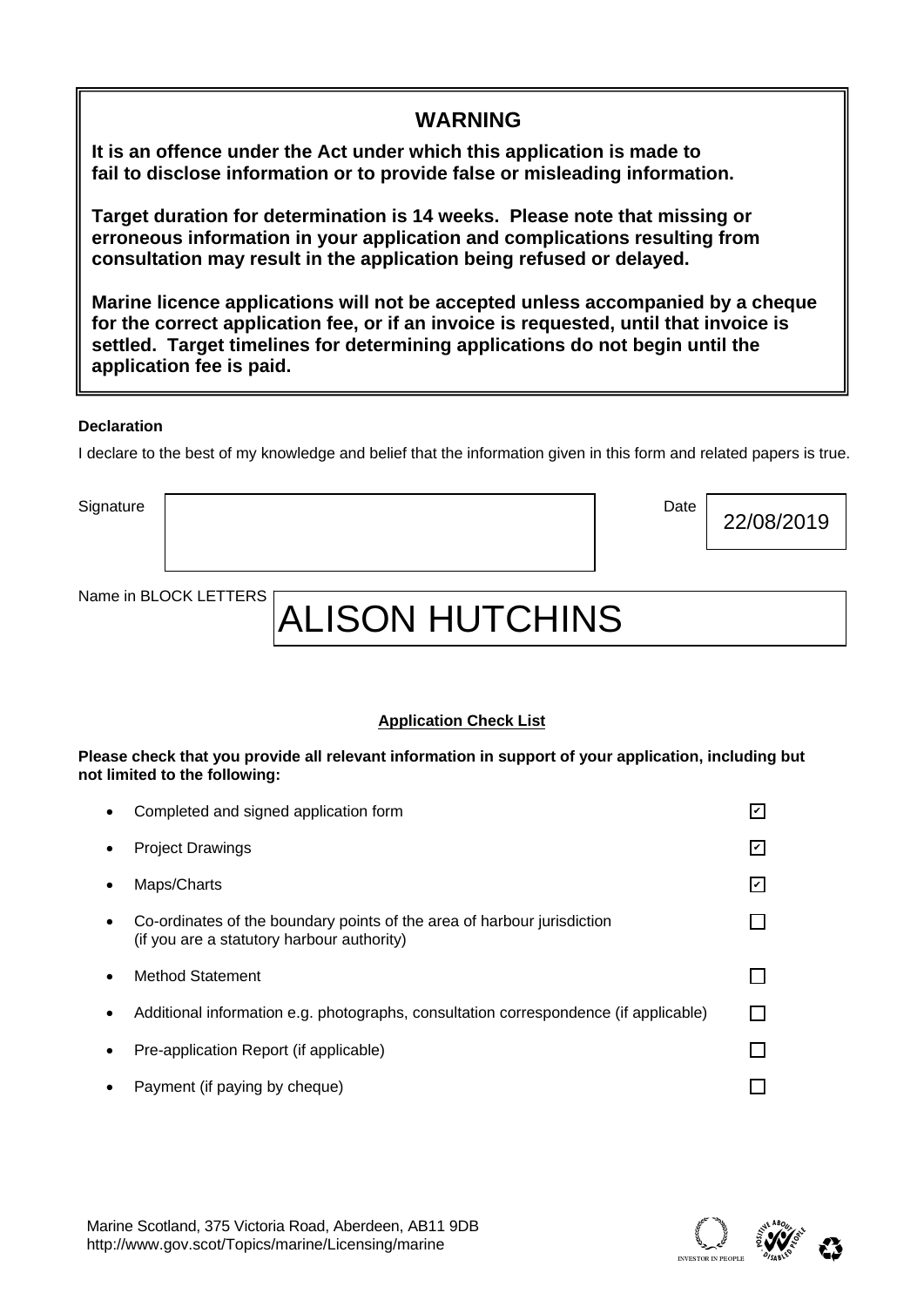## WARNING

**It is an offence under the Act under which this application is made to fail to disclose information or to provide false or misleading information.**

**Target duration for determination is 14 weeks. Please note that missing or erroneous information in your application and complications resulting from consultation may result in the application being refused or delayed.**

**Marine licence applications will not be accepted unless accompanied by a cheque for the correct application fee, or if an invoice is requested, until that invoice is settled. Target timelines for determining applications do not begin until the application fee is paid.**

**Declaration**

I declare to the best of my knowledge and belief that the information given in this form and related papers is true.

Signature: 

Date: 22/08/2019

Name in BLOCK LETTERS: ALISON HUTCHINS

**Application Check List**

**Please check that you provide all relevant information in support of your application, including but not limited to the following:**

- Completed and signed application form ☑
- Project Drawings ☑
- Maps/Charts ☑
- Co-ordinates of the boundary points of the area of harbour jurisdiction (if you are a statutory harbour authority) ☐
- Method Statement ☐
- Additional information e.g. photographs, consultation correspondence (if applicable) ☐
- Pre-application Report (if applicable) ☐
- Payment (if paying by cheque) ☐

Marine Scotland, 375 Victoria Road, Aberdeen, AB11 9DB
http://www.gov.scot/Topics/marine/Licensing/marine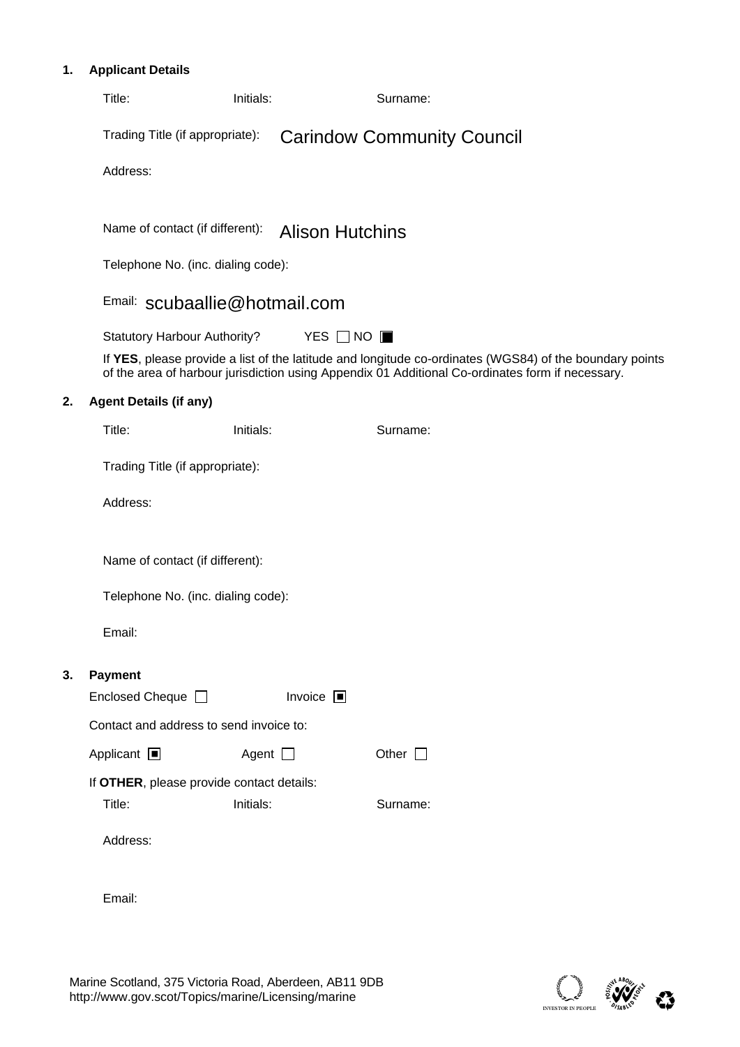## 1. Applicant Details

Title: Initials: Surname:

Trading Title (if appropriate): Carindow Community Council

Address:

Name of contact (if different): Alison Hutchins

Telephone No. (inc. dialing code):

Email: scubaallie@hotmail.com

Statutory Harbour Authority? YES ☐ NO ☒

If **YES**, please provide a list of the latitude and longitude co-ordinates (WGS84) of the boundary points of the area of harbour jurisdiction using Appendix 01 Additional Co-ordinates form if necessary.

## 2. Agent Details (if any)

Title: Initials: Surname:

Trading Title (if appropriate):

Address:

Name of contact (if different):

Telephone No. (inc. dialing code):

Email:

## 3. Payment

Enclosed Cheque ☐ Invoice ☒

Contact and address to send invoice to:

Applicant ☒ Agent ☐ Other ☐

If **OTHER**, please provide contact details:

Title: Initials: Surname:

Address:

Email:

Marine Scotland, 375 Victoria Road, Aberdeen, AB11 9DB
http://www.gov.scot/Topics/marine/Licensing/marine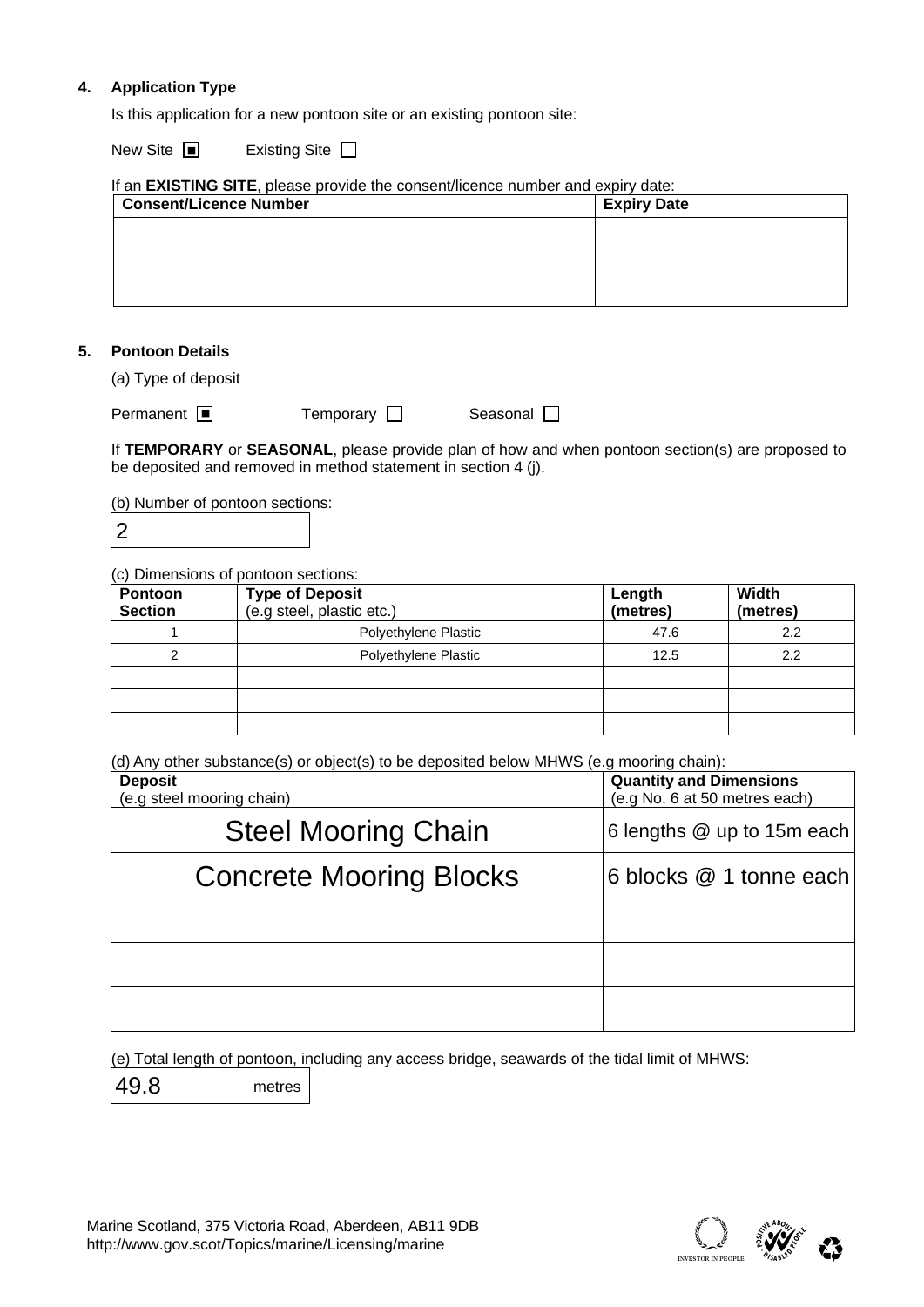## 4. Application Type

Is this application for a new pontoon site or an existing pontoon site:

New Site ☒ Existing Site ☐

If an **EXISTING SITE**, please provide the consent/licence number and expiry date:

| Consent/Licence Number | Expiry Date |
|---|---|
| | |

## 5. Pontoon Details

(a) Type of deposit

Permanent ☒ Temporary ☐ Seasonal ☐

If **TEMPORARY** or **SEASONAL**, please provide plan of how and when pontoon section(s) are proposed to be deposited and removed in method statement in section 4 (j).

(b) Number of pontoon sections:

2

(c) Dimensions of pontoon sections:

| Pontoon Section | Type of Deposit (e.g steel, plastic etc.) | Length (metres) | Width (metres) |
|---|---|---|---|
| 1 | Polyethylene Plastic | 47.6 | 2.2 |
| 2 | Polyethylene Plastic | 12.5 | 2.2 |
| | | | |
| | | | |
| | | | |

(d) Any other substance(s) or object(s) to be deposited below MHWS (e.g mooring chain):

| Deposit (e.g steel mooring chain) | Quantity and Dimensions (e.g No. 6 at 50 metres each) |
|---|---|
| Steel Mooring Chain | 6 lengths @ up to 15m each |
| Concrete Mooring Blocks | 6 blocks @ 1 tonne each |
| | |
| | |
| | |

(e) Total length of pontoon, including any access bridge, seawards of the tidal limit of MHWS:

49.8 metres

Marine Scotland, 375 Victoria Road, Aberdeen, AB11 9DB
http://www.gov.scot/Topics/marine/Licensing/marine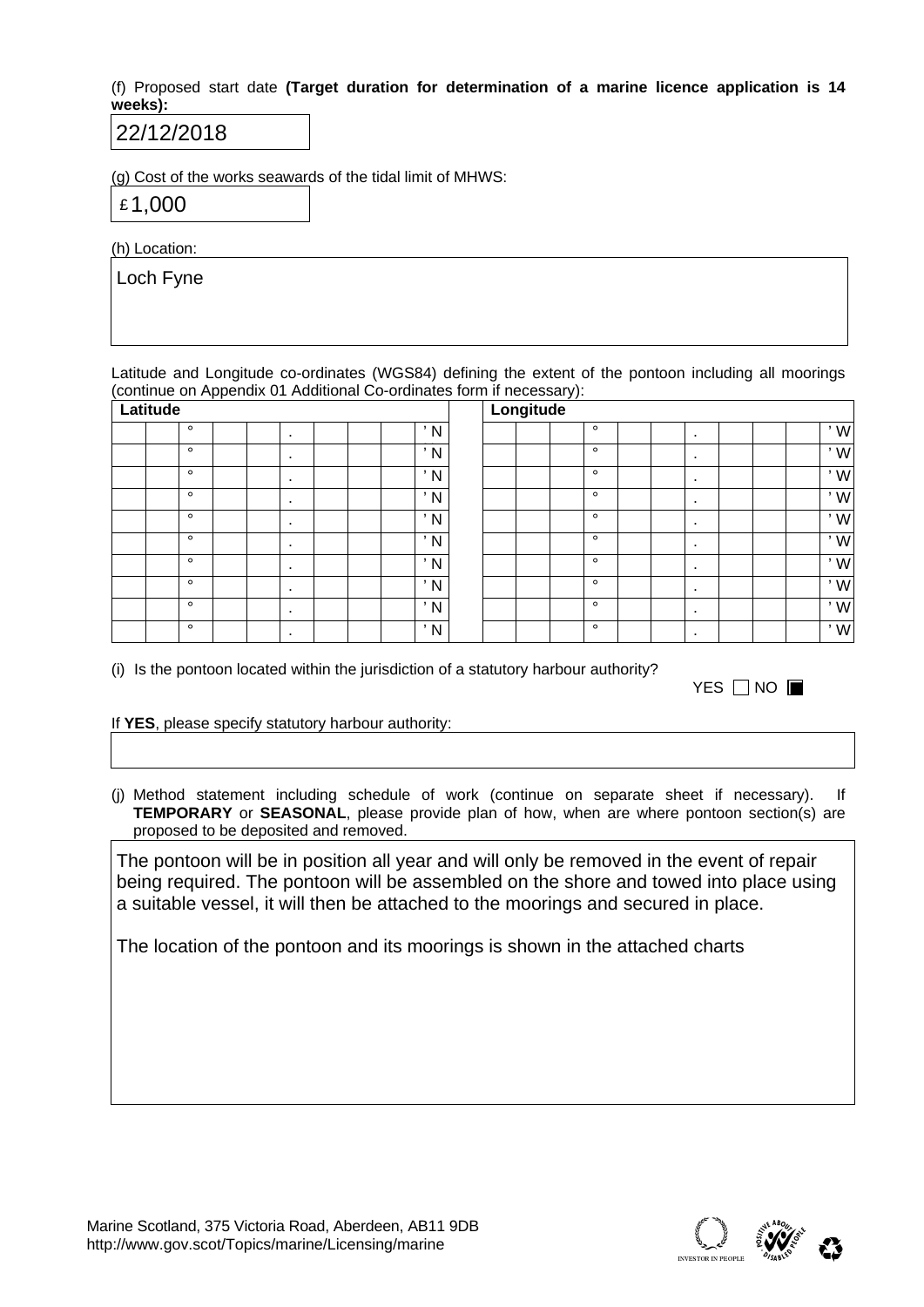(f) Proposed start date **(Target duration for determination of a marine licence application is 14 weeks):**

22/12/2018

(g) Cost of the works seawards of the tidal limit of MHWS:

£ 1,000

(h) Location:

Loch Fyne

Latitude and Longitude co-ordinates (WGS84) defining the extent of the pontoon including all moorings (continue on Appendix 01 Additional Co-ordinates form if necessary):

| Latitude | Longitude |
|---|---|
| ° . ' N | ° . ' W |
| ° . ' N | ° . ' W |
| ° . ' N | ° . ' W |
| ° . ' N | ° . ' W |
| ° . ' N | ° . ' W |
| ° . ' N | ° . ' W |
| ° . ' N | ° . ' W |
| ° . ' N | ° . ' W |
| ° . ' N | ° . ' W |
| ° . ' N | ° . ' W |

(i) Is the pontoon located within the jurisdiction of a statutory harbour authority?

YES ☐ NO ☒

If **YES**, please specify statutory harbour authority:

(j) Method statement including schedule of work (continue on separate sheet if necessary). If **TEMPORARY** or **SEASONAL**, please provide plan of how, when are where pontoon section(s) are proposed to be deposited and removed.

The pontoon will be in position all year and will only be removed in the event of repair being required. The pontoon will be assembled on the shore and towed into place using a suitable vessel, it will then be attached to the moorings and secured in place.

The location of the pontoon and its moorings is shown in the attached charts

Marine Scotland, 375 Victoria Road, Aberdeen, AB11 9DB
http://www.gov.scot/Topics/marine/Licensing/marine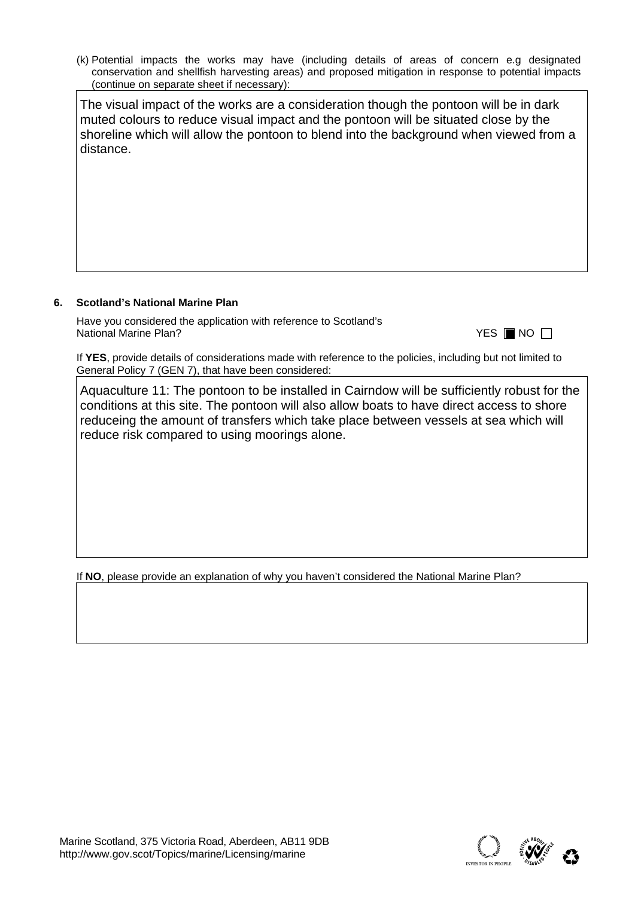(k) Potential impacts the works may have (including details of areas of concern e.g designated conservation and shellfish harvesting areas) and proposed mitigation in response to potential impacts (continue on separate sheet if necessary):

The visual impact of the works are a consideration though the pontoon will be in dark muted colours to reduce visual impact and the pontoon will be situated close by the shoreline which will allow the pontoon to blend into the background when viewed from a distance.

**6. Scotland's National Marine Plan**

Have you considered the application with reference to Scotland's National Marine Plan? YES ■ NO ☐

If **YES**, provide details of considerations made with reference to the policies, including but not limited to General Policy 7 (GEN 7), that have been considered:

Aquaculture 11: The pontoon to be installed in Cairndow will be sufficiently robust for the conditions at this site. The pontoon will also allow boats to have direct access to shore reduceing the amount of transfers which take place between vessels at sea which will reduce risk compared to using moorings alone.

If **NO**, please provide an explanation of why you haven't considered the National Marine Plan?

Marine Scotland, 375 Victoria Road, Aberdeen, AB11 9DB
http://www.gov.scot/Topics/marine/Licensing/marine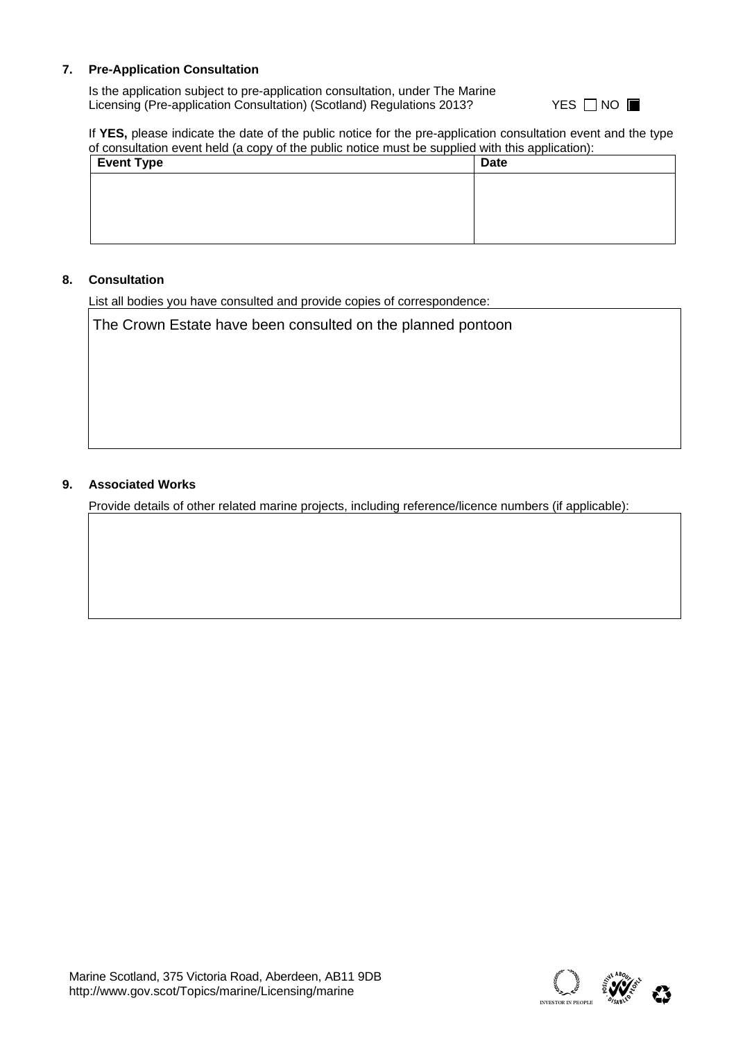**7. Pre-Application Consultation**

Is the application subject to pre-application consultation, under The Marine Licensing (Pre-application Consultation) (Scotland) Regulations 2013? YES ☐ NO ☒

If **YES,** please indicate the date of the public notice for the pre-application consultation event and the type of consultation event held (a copy of the public notice must be supplied with this application):

| Event Type | Date |
|---|---|
| | |

**8. Consultation**

List all bodies you have consulted and provide copies of correspondence:

The Crown Estate have been consulted on the planned pontoon

**9. Associated Works**

Provide details of other related marine projects, including reference/licence numbers (if applicable):

Marine Scotland, 375 Victoria Road, Aberdeen, AB11 9DB
http://www.gov.scot/Topics/marine/Licensing/marine